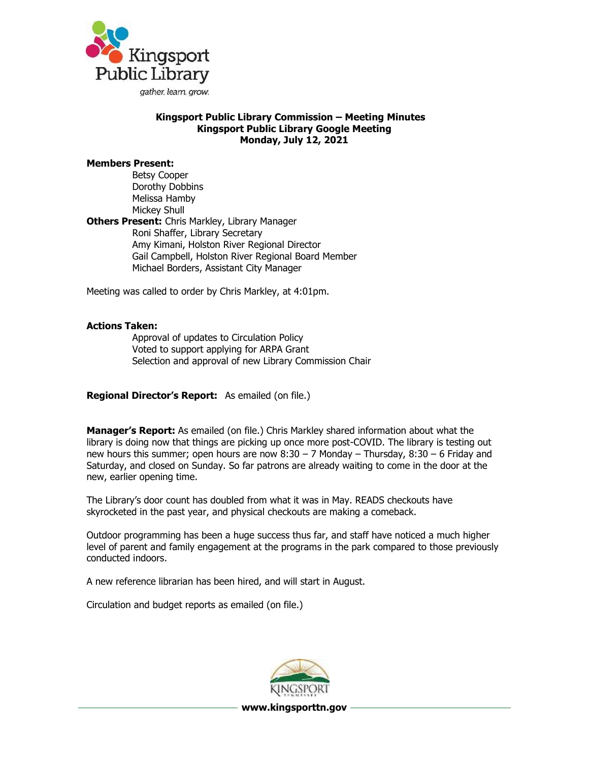# Kingsport Public Library Commission – Meeting Minutes
## Kingsport Public Library Google Meeting
## Monday, July 12, 2021

**Members Present:**

Betsy Cooper
Dorothy Dobbins
Melissa Hamby
Mickey Shull

**Others Present:** Chris Markley, Library Manager
Roni Shaffer, Library Secretary
Amy Kimani, Holston River Regional Director
Gail Campbell, Holston River Regional Board Member
Michael Borders, Assistant City Manager

Meeting was called to order by Chris Markley, at 4:01pm.

**Actions Taken:**

Approval of updates to Circulation Policy
Voted to support applying for ARPA Grant
Selection and approval of new Library Commission Chair

**Regional Director's Report:** As emailed (on file.)

**Manager's Report:** As emailed (on file.) Chris Markley shared information about what the library is doing now that things are picking up once more post-COVID. The library is testing out new hours this summer; open hours are now 8:30 – 7 Monday – Thursday, 8:30 – 6 Friday and Saturday, and closed on Sunday. So far patrons are already waiting to come in the door at the new, earlier opening time.

The Library's door count has doubled from what it was in May. READS checkouts have skyrocketed in the past year, and physical checkouts are making a comeback.

Outdoor programming has been a huge success thus far, and staff have noticed a much higher level of parent and family engagement at the programs in the park compared to those previously conducted indoors.

A new reference librarian has been hired, and will start in August.

Circulation and budget reports as emailed (on file.)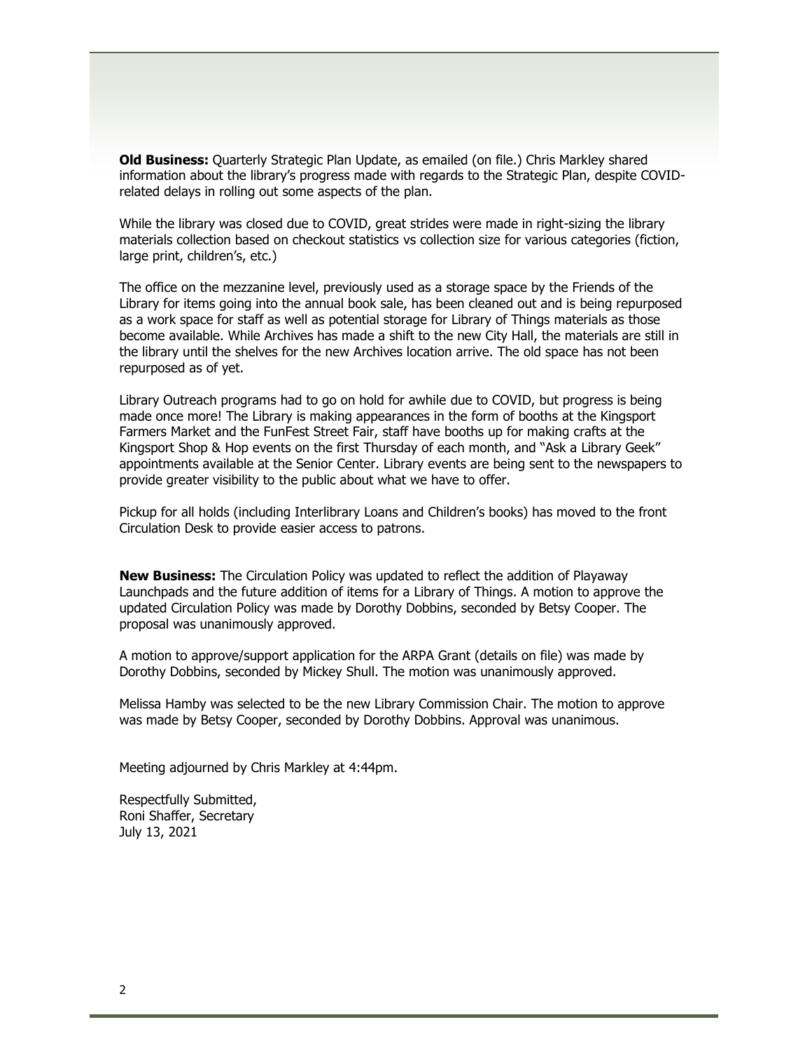**Old Business:** Quarterly Strategic Plan Update, as emailed (on file.) Chris Markley shared information about the library's progress made with regards to the Strategic Plan, despite COVID-related delays in rolling out some aspects of the plan.

While the library was closed due to COVID, great strides were made in right-sizing the library materials collection based on checkout statistics vs collection size for various categories (fiction, large print, children's, etc.)

The office on the mezzanine level, previously used as a storage space by the Friends of the Library for items going into the annual book sale, has been cleaned out and is being repurposed as a work space for staff as well as potential storage for Library of Things materials as those become available. While Archives has made a shift to the new City Hall, the materials are still in the library until the shelves for the new Archives location arrive. The old space has not been repurposed as of yet.

Library Outreach programs had to go on hold for awhile due to COVID, but progress is being made once more! The Library is making appearances in the form of booths at the Kingsport Farmers Market and the FunFest Street Fair, staff have booths up for making crafts at the Kingsport Shop & Hop events on the first Thursday of each month, and "Ask a Library Geek" appointments available at the Senior Center. Library events are being sent to the newspapers to provide greater visibility to the public about what we have to offer.

Pickup for all holds (including Interlibrary Loans and Children's books) has moved to the front Circulation Desk to provide easier access to patrons.

**New Business:** The Circulation Policy was updated to reflect the addition of Playaway Launchpads and the future addition of items for a Library of Things. A motion to approve the updated Circulation Policy was made by Dorothy Dobbins, seconded by Betsy Cooper. The proposal was unanimously approved.

A motion to approve/support application for the ARPA Grant (details on file) was made by Dorothy Dobbins, seconded by Mickey Shull. The motion was unanimously approved.

Melissa Hamby was selected to be the new Library Commission Chair. The motion to approve was made by Betsy Cooper, seconded by Dorothy Dobbins. Approval was unanimous.

Meeting adjourned by Chris Markley at 4:44pm.

Respectfully Submitted,
Roni Shaffer, Secretary
July 13, 2021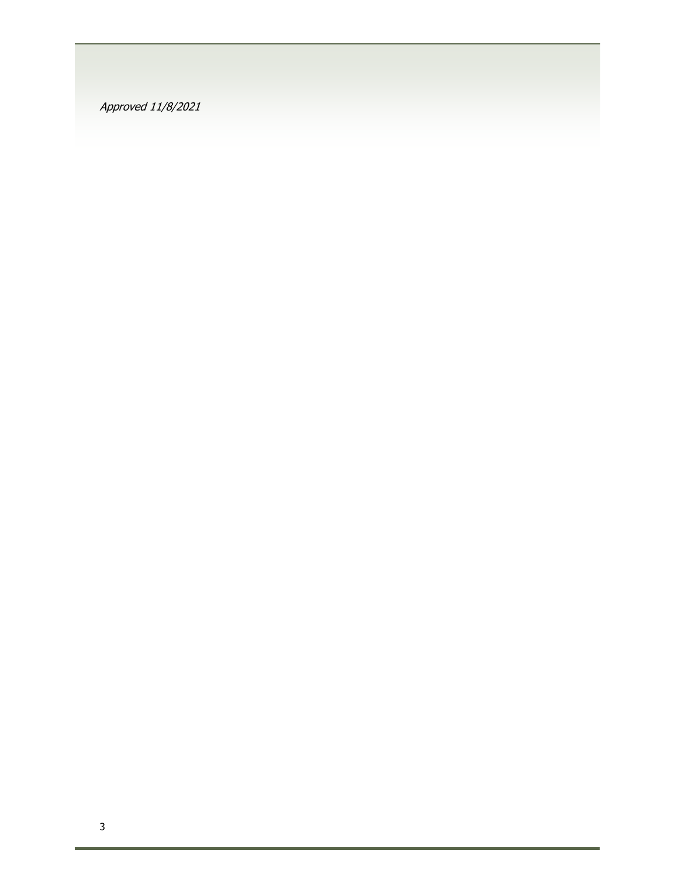*Approved 11/8/2021*